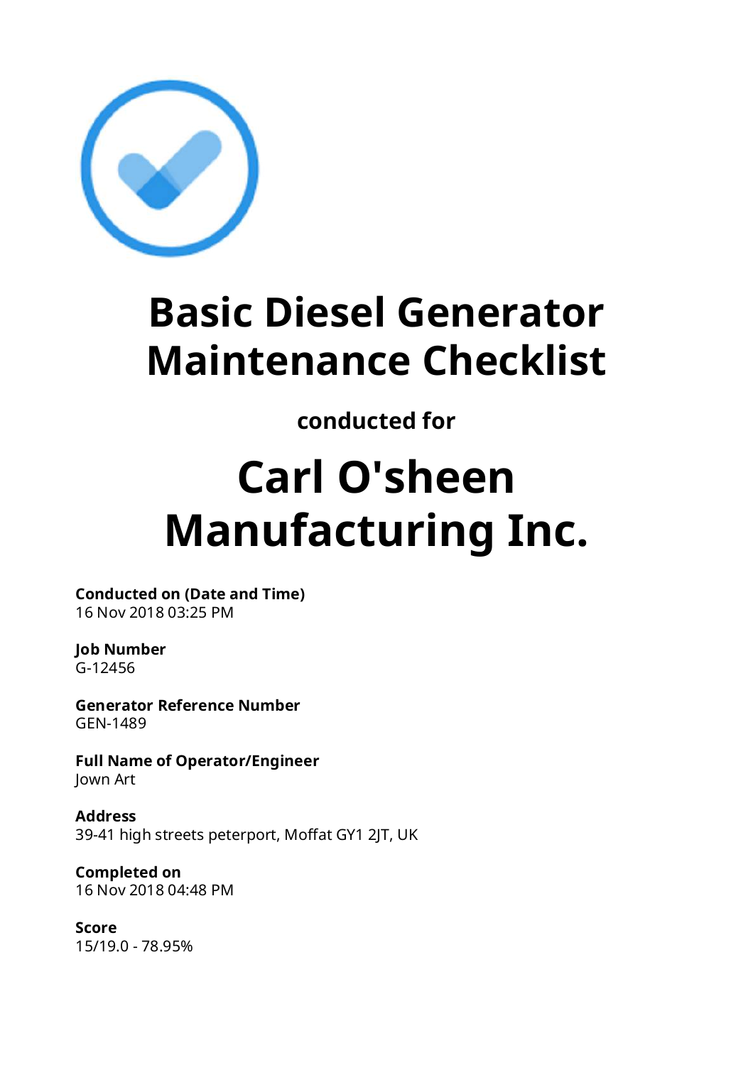# Basic Diesel Generator Maintenance Checklist

**conducted for**

# Carl O'sheen Manufacturing Inc.

**Conducted on (Date and Time)**
16 Nov 2018 03:25 PM

**Job Number**
G-12456

**Generator Reference Number**
GEN-1489

**Full Name of Operator/Engineer**
Jown Art

**Address**
39-41 high streets peterport, Moffat GY1 2JT, UK

**Completed on**
16 Nov 2018 04:48 PM

**Score**
15/19.0 - 78.95%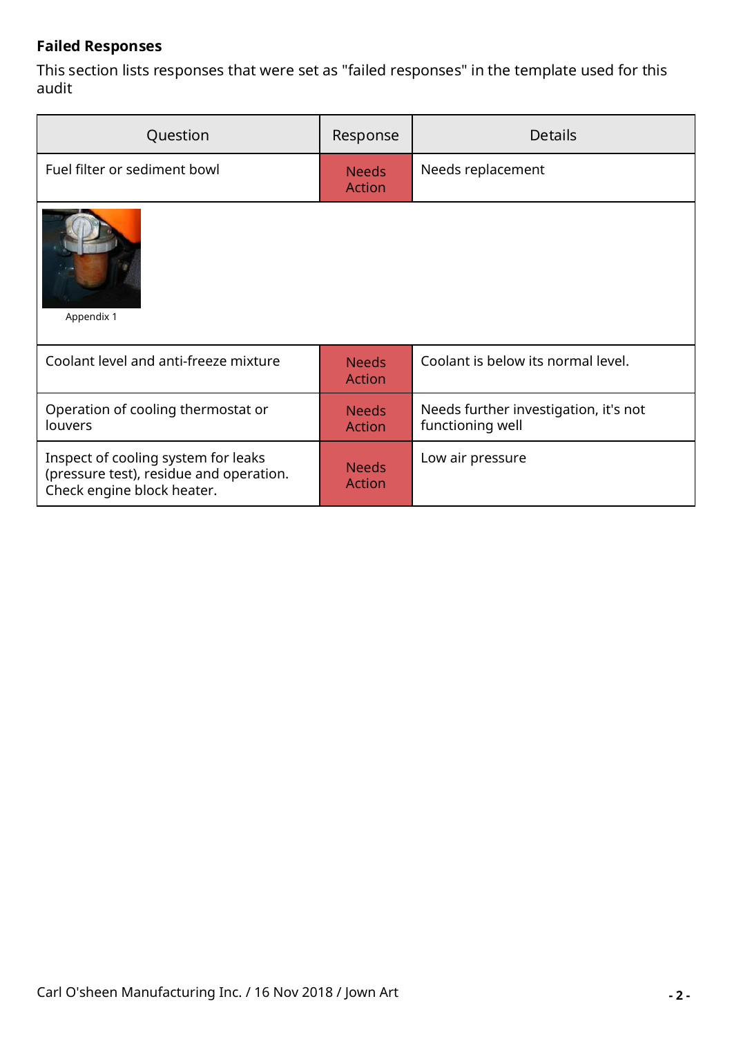**Failed Responses**

This section lists responses that were set as "failed responses" in the template used for this audit

| Question | Response | Details |
|---|---|---|
| Fuel filter or sediment bowl | Needs Action | Needs replacement |
| Appendix 1 | | |
| Coolant level and anti-freeze mixture | Needs Action | Coolant is below its normal level. |
| Operation of cooling thermostat or louvers | Needs Action | Needs further investigation, it's not functioning well |
| Inspect of cooling system for leaks (pressure test), residue and operation. Check engine block heater. | Needs Action | Low air pressure |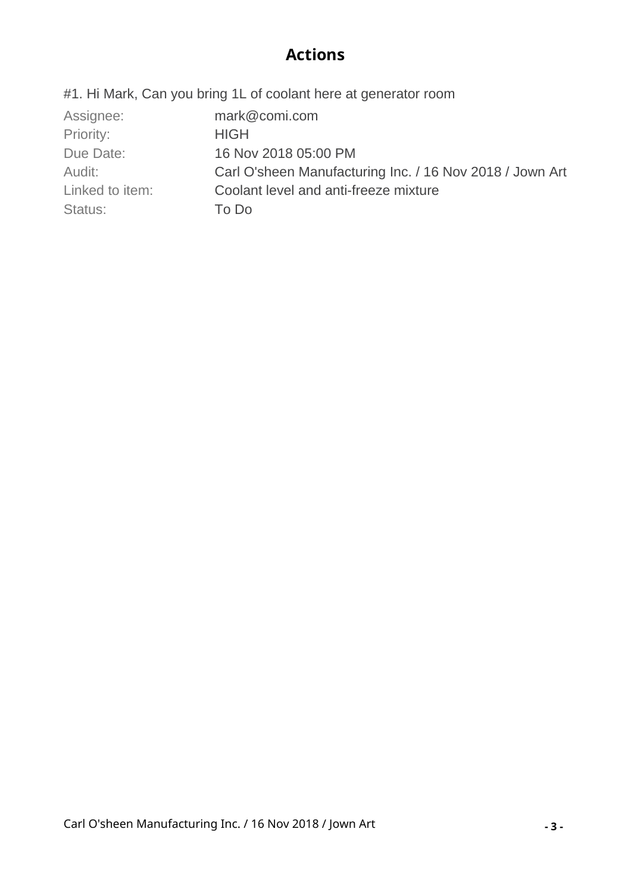## Actions

#1. Hi Mark, Can you bring 1L of coolant here at generator room

| | |
|---|---|
| Assignee: | mark@comi.com |
| Priority: | HIGH |
| Due Date: | 16 Nov 2018 05:00 PM |
| Audit: | Carl O'sheen Manufacturing Inc. / 16 Nov 2018 / Jown Art |
| Linked to item: | Coolant level and anti-freeze mixture |
| Status: | To Do |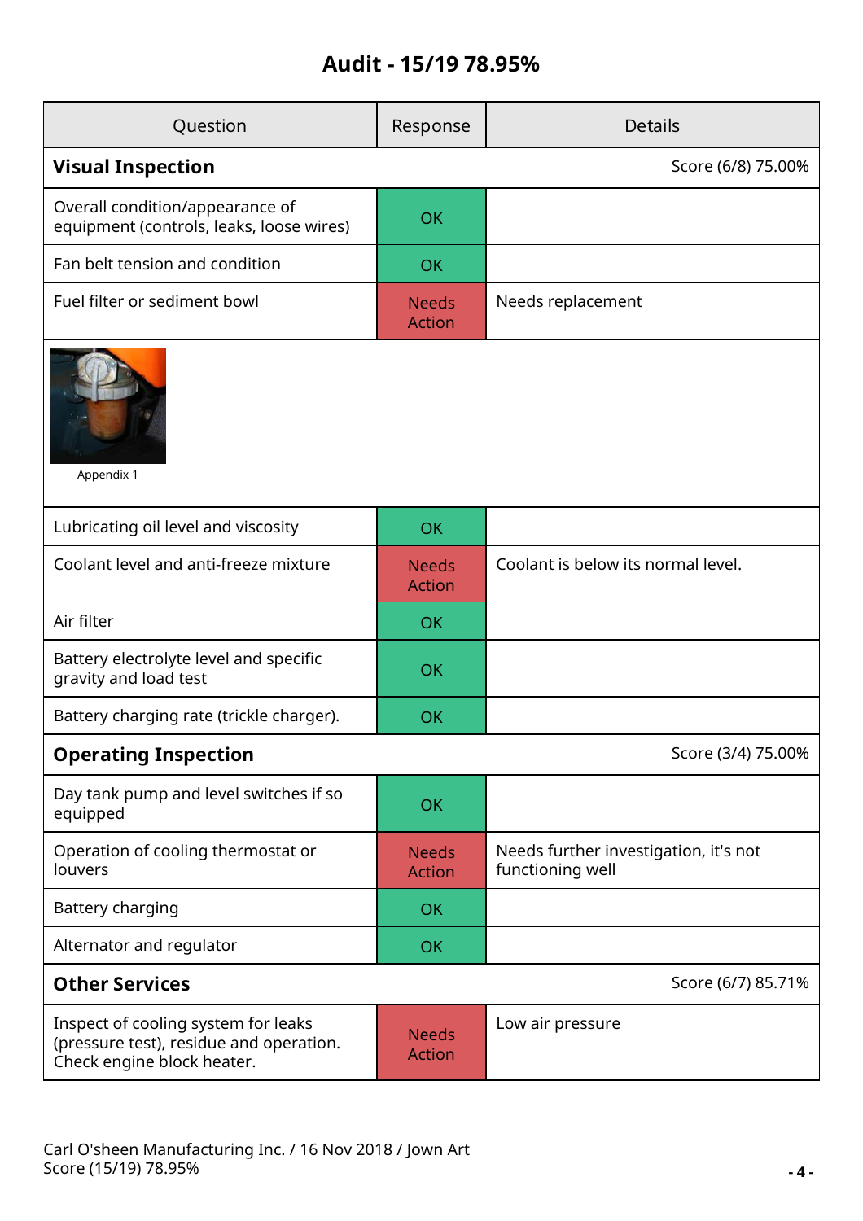## Audit - 15/19 78.95%

| Question | Response | Details |
| --- | --- | --- |
| **Visual Inspection** | | Score (6/8) 75.00% |
| Overall condition/appearance of equipment (controls, leaks, loose wires) | OK | |
| Fan belt tension and condition | OK | |
| Fuel filter or sediment bowl | Needs Action | Needs replacement |
| Appendix 1 | | |
| Lubricating oil level and viscosity | OK | |
| Coolant level and anti-freeze mixture | Needs Action | Coolant is below its normal level. |
| Air filter | OK | |
| Battery electrolyte level and specific gravity and load test | OK | |
| Battery charging rate (trickle charger). | OK | |
| **Operating Inspection** | | Score (3/4) 75.00% |
| Day tank pump and level switches if so equipped | OK | |
| Operation of cooling thermostat or louvers | Needs Action | Needs further investigation, it's not functioning well |
| Battery charging | OK | |
| Alternator and regulator | OK | |
| **Other Services** | | Score (6/7) 85.71% |
| Inspect of cooling system for leaks (pressure test), residue and operation. Check engine block heater. | Needs Action | Low air pressure |

Carl O'sheen Manufacturing Inc. / 16 Nov 2018 / Jown Art
Score (15/19) 78.95%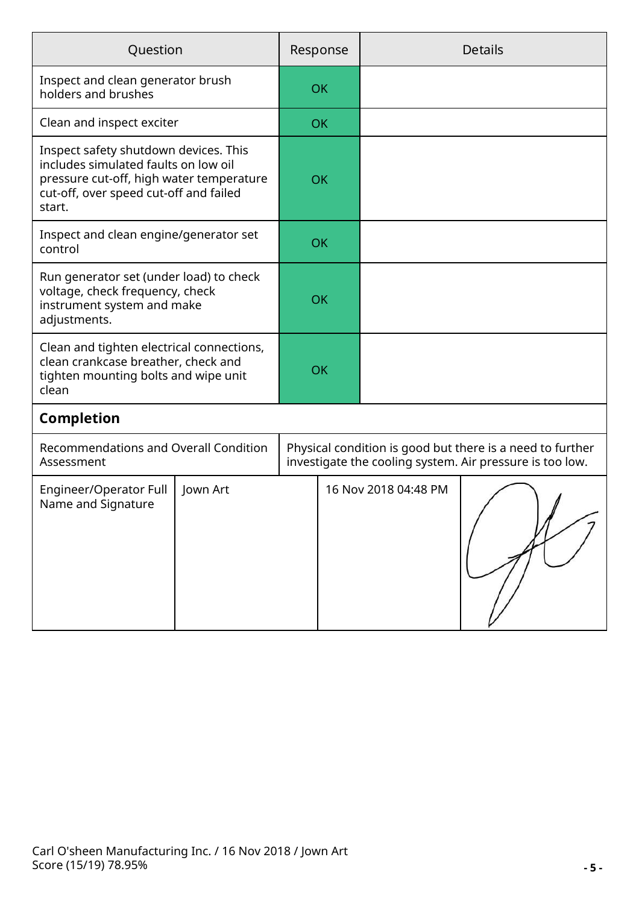| Question | Response | Details |
|---|---|---|
| Inspect and clean generator brush holders and brushes | OK | |
| Clean and inspect exciter | OK | |
| Inspect safety shutdown devices. This includes simulated faults on low oil pressure cut-off, high water temperature cut-off, over speed cut-off and failed start. | OK | |
| Inspect and clean engine/generator set control | OK | |
| Run generator set (under load) to check voltage, check frequency, check instrument system and make adjustments. | OK | |
| Clean and tighten electrical connections, clean crankcase breather, check and tighten mounting bolts and wipe unit clean | OK | |

## Completion

| | |
|---|---|
| Recommendations and Overall Condition Assessment | Physical condition is good but there is a need to further investigate the cooling system. Air pressure is too low. |

| | | | |
|---|---|---|---|
| Engineer/Operator Full Name and Signature | Jown Art | 16 Nov 2018 04:48 PM | |

Carl O'sheen Manufacturing Inc. / 16 Nov 2018 / Jown Art
Score (15/19) 78.95%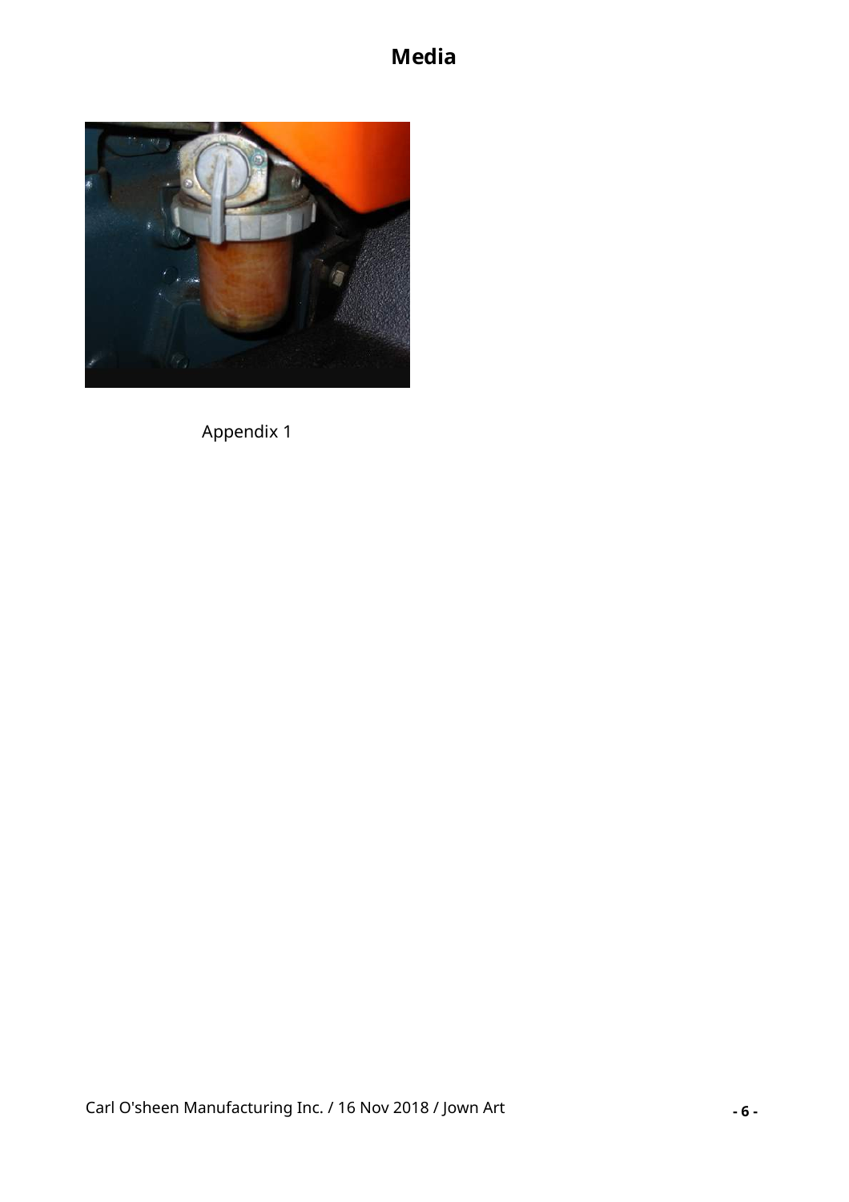# Media

Appendix 1